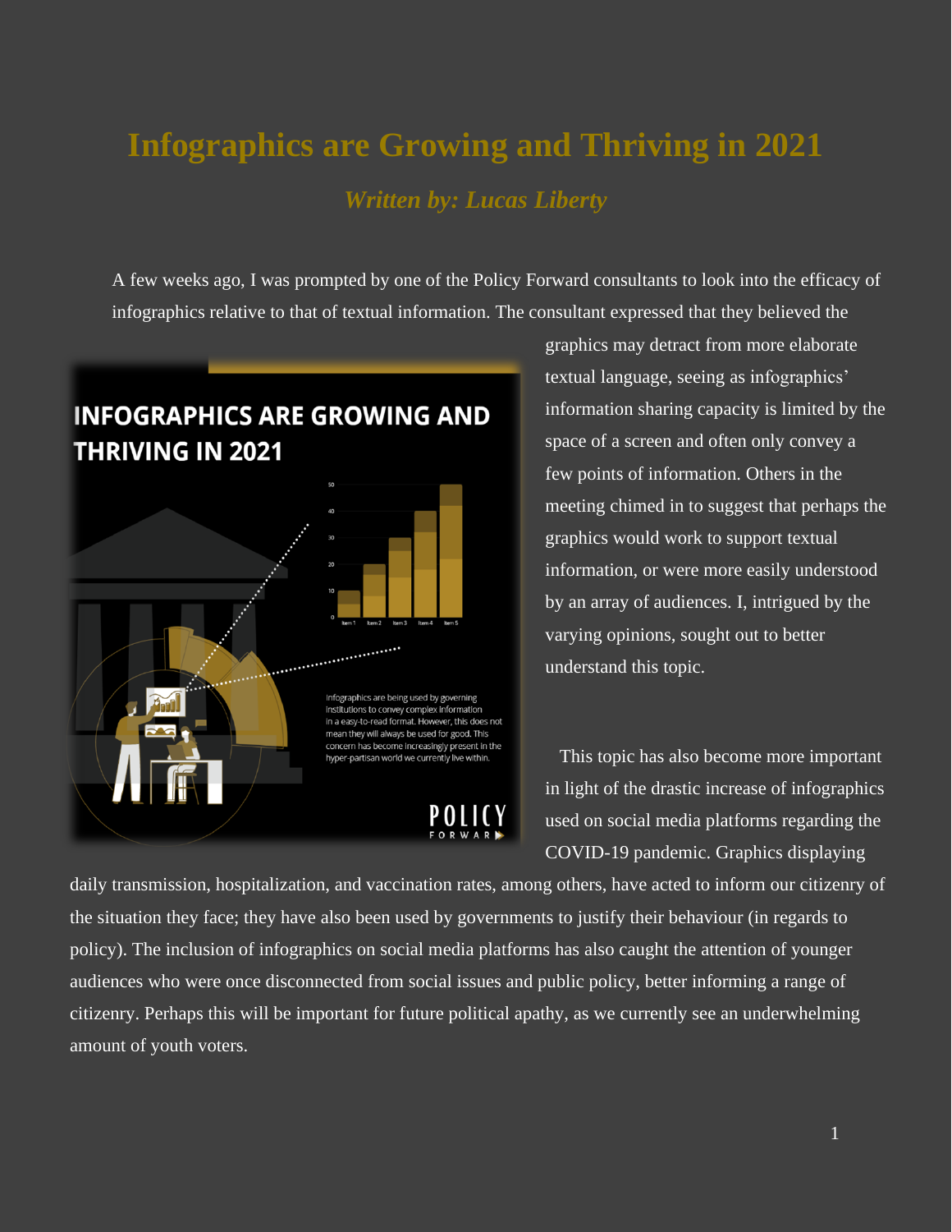# Infographics are Growing and Thriving in 2021

*Written by: Lucas Liberty*

A few weeks ago, I was prompted by one of the Policy Forward consultants to look into the efficacy of infographics relative to that of textual information. The consultant expressed that they believed the graphics may detract from more elaborate textual language, seeing as infographics' information sharing capacity is limited by the space of a screen and often only convey a few points of information. Others in the meeting chimed in to suggest that perhaps the graphics would work to support textual information, or were more easily understood by an array of audiences. I, intrigued by the varying opinions, sought out to better understand this topic.

This topic has also become more important in light of the drastic increase of infographics used on social media platforms regarding the COVID-19 pandemic. Graphics displaying daily transmission, hospitalization, and vaccination rates, among others, have acted to inform our citizenry of the situation they face; they have also been used by governments to justify their behaviour (in regards to policy). The inclusion of infographics on social media platforms has also caught the attention of younger audiences who were once disconnected from social issues and public policy, better informing a range of citizenry. Perhaps this will be important for future political apathy, as we currently see an underwhelming amount of youth voters.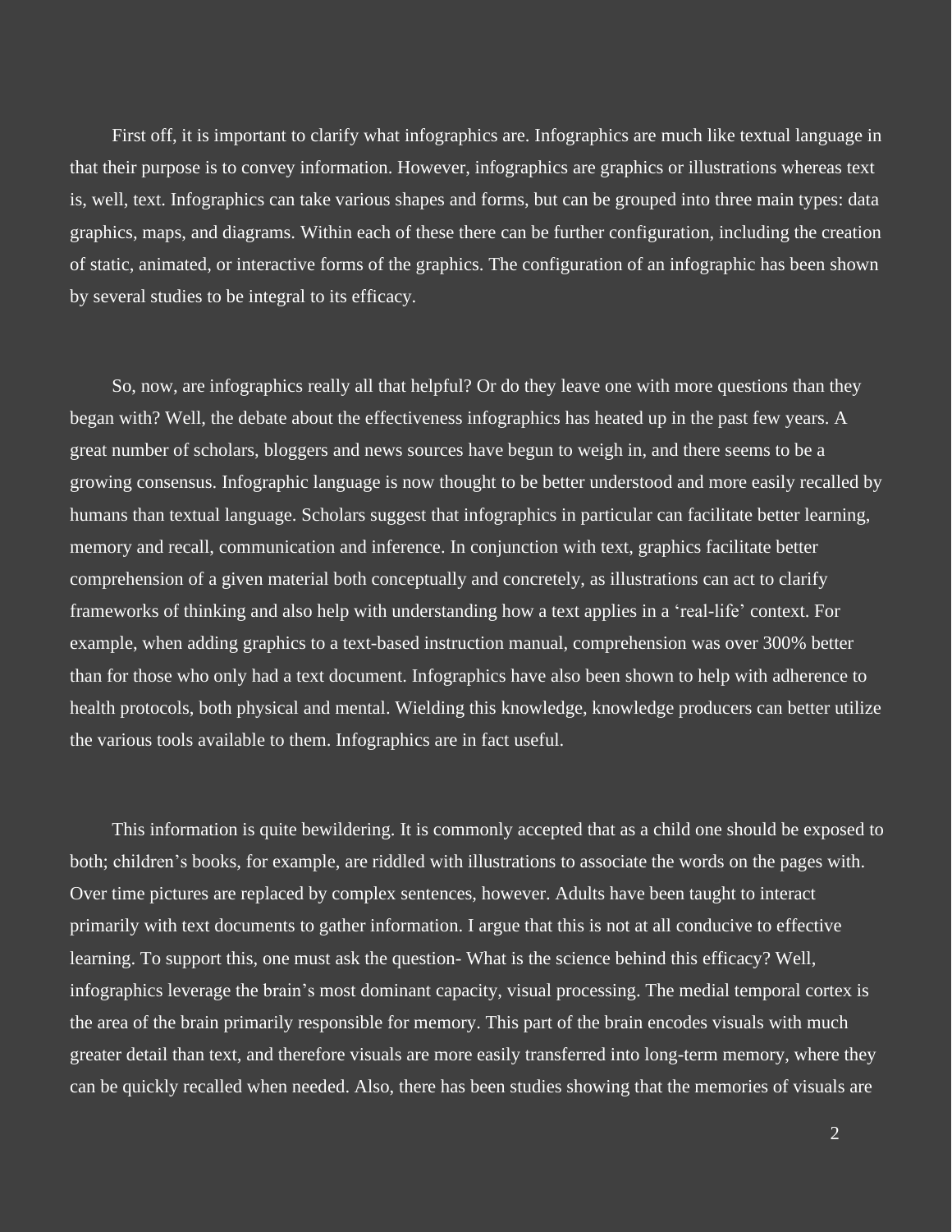First off, it is important to clarify what infographics are. Infographics are much like textual language in that their purpose is to convey information. However, infographics are graphics or illustrations whereas text is, well, text. Infographics can take various shapes and forms, but can be grouped into three main types: data graphics, maps, and diagrams. Within each of these there can be further configuration, including the creation of static, animated, or interactive forms of the graphics. The configuration of an infographic has been shown by several studies to be integral to its efficacy.

So, now, are infographics really all that helpful? Or do they leave one with more questions than they began with? Well, the debate about the effectiveness infographics has heated up in the past few years. A great number of scholars, bloggers and news sources have begun to weigh in, and there seems to be a growing consensus. Infographic language is now thought to be better understood and more easily recalled by humans than textual language. Scholars suggest that infographics in particular can facilitate better learning, memory and recall, communication and inference. In conjunction with text, graphics facilitate better comprehension of a given material both conceptually and concretely, as illustrations can act to clarify frameworks of thinking and also help with understanding how a text applies in a 'real-life' context. For example, when adding graphics to a text-based instruction manual, comprehension was over 300% better than for those who only had a text document. Infographics have also been shown to help with adherence to health protocols, both physical and mental. Wielding this knowledge, knowledge producers can better utilize the various tools available to them. Infographics are in fact useful.

This information is quite bewildering. It is commonly accepted that as a child one should be exposed to both; children's books, for example, are riddled with illustrations to associate the words on the pages with. Over time pictures are replaced by complex sentences, however. Adults have been taught to interact primarily with text documents to gather information. I argue that this is not at all conducive to effective learning. To support this, one must ask the question- What is the science behind this efficacy? Well, infographics leverage the brain's most dominant capacity, visual processing. The medial temporal cortex is the area of the brain primarily responsible for memory. This part of the brain encodes visuals with much greater detail than text, and therefore visuals are more easily transferred into long-term memory, where they can be quickly recalled when needed. Also, there has been studies showing that the memories of visuals are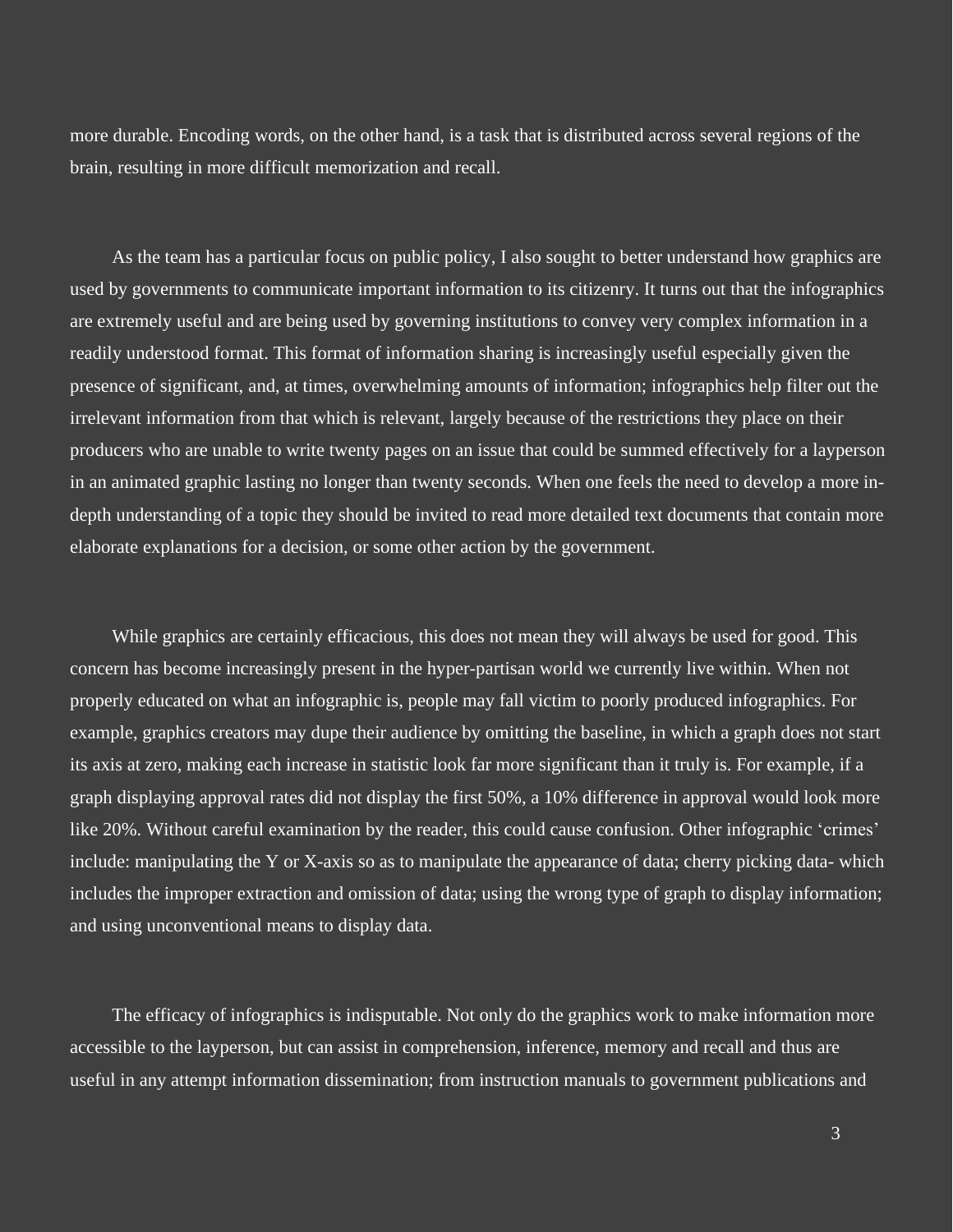more durable. Encoding words, on the other hand, is a task that is distributed across several regions of the brain, resulting in more difficult memorization and recall.

As the team has a particular focus on public policy, I also sought to better understand how graphics are used by governments to communicate important information to its citizenry. It turns out that the infographics are extremely useful and are being used by governing institutions to convey very complex information in a readily understood format. This format of information sharing is increasingly useful especially given the presence of significant, and, at times, overwhelming amounts of information; infographics help filter out the irrelevant information from that which is relevant, largely because of the restrictions they place on their producers who are unable to write twenty pages on an issue that could be summed effectively for a layperson in an animated graphic lasting no longer than twenty seconds. When one feels the need to develop a more in-depth understanding of a topic they should be invited to read more detailed text documents that contain more elaborate explanations for a decision, or some other action by the government.

While graphics are certainly efficacious, this does not mean they will always be used for good. This concern has become increasingly present in the hyper-partisan world we currently live within. When not properly educated on what an infographic is, people may fall victim to poorly produced infographics. For example, graphics creators may dupe their audience by omitting the baseline, in which a graph does not start its axis at zero, making each increase in statistic look far more significant than it truly is. For example, if a graph displaying approval rates did not display the first 50%, a 10% difference in approval would look more like 20%. Without careful examination by the reader, this could cause confusion. Other infographic 'crimes' include: manipulating the Y or X-axis so as to manipulate the appearance of data; cherry picking data- which includes the improper extraction and omission of data; using the wrong type of graph to display information; and using unconventional means to display data.

The efficacy of infographics is indisputable. Not only do the graphics work to make information more accessible to the layperson, but can assist in comprehension, inference, memory and recall and thus are useful in any attempt information dissemination; from instruction manuals to government publications and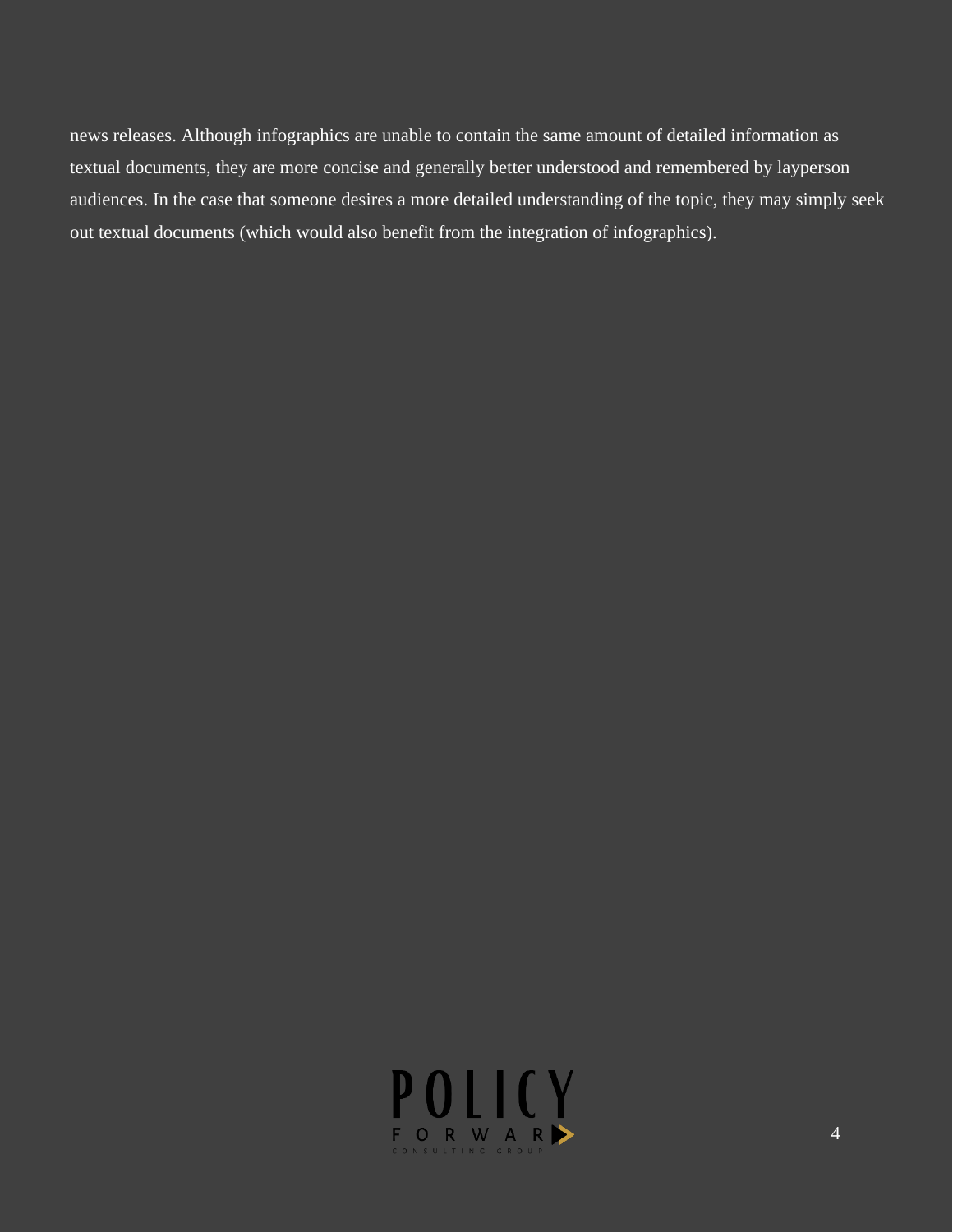news releases. Although infographics are unable to contain the same amount of detailed information as textual documents, they are more concise and generally better understood and remembered by layperson audiences. In the case that someone desires a more detailed understanding of the topic, they may simply seek out textual documents (which would also benefit from the integration of infographics).